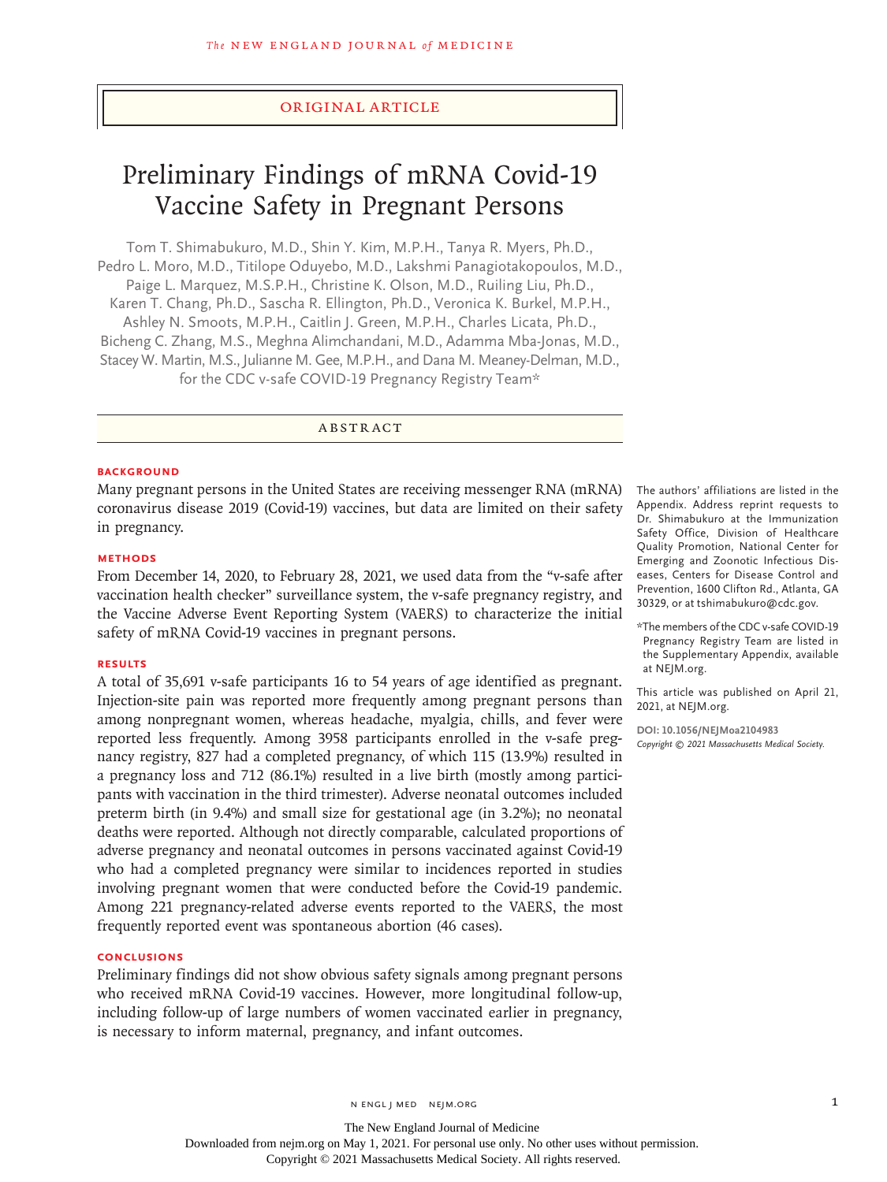ORIGINAL ARTICLE

# Preliminary Findings of mRNA Covid-19 Vaccine Safety in Pregnant Persons

Tom T. Shimabukuro, M.D., Shin Y. Kim, M.P.H., Tanya R. Myers, Ph.D., Pedro L. Moro, M.D., Titilope Oduyebo, M.D., Lakshmi Panagiotakopoulos, M.D., Paige L. Marquez, M.S.P.H., Christine K. Olson, M.D., Ruiling Liu, Ph.D., Karen T. Chang, Ph.D., Sascha R. Ellington, Ph.D., Veronica K. Burkel, M.P.H., Ashley N. Smoots, M.P.H., Caitlin J. Green, M.P.H., Charles Licata, Ph.D., Bicheng C. Zhang, M.S., Meghna Alimchandani, M.D., Adamma Mba-Jonas, M.D., Stacey W. Martin, M.S., Julianne M. Gee, M.P.H., and Dana M. Meaney-Delman, M.D., for the CDC v-safe COVID-19 Pregnancy Registry Team*

## ABSTRACT

### BACKGROUND

Many pregnant persons in the United States are receiving messenger RNA (mRNA) coronavirus disease 2019 (Covid-19) vaccines, but data are limited on their safety in pregnancy.

### METHODS

From December 14, 2020, to February 28, 2021, we used data from the "v-safe after vaccination health checker" surveillance system, the v-safe pregnancy registry, and the Vaccine Adverse Event Reporting System (VAERS) to characterize the initial safety of mRNA Covid-19 vaccines in pregnant persons.

### RESULTS

A total of 35,691 v-safe participants 16 to 54 years of age identified as pregnant. Injection-site pain was reported more frequently among pregnant persons than among nonpregnant women, whereas headache, myalgia, chills, and fever were reported less frequently. Among 3958 participants enrolled in the v-safe pregnancy registry, 827 had a completed pregnancy, of which 115 (13.9%) resulted in a pregnancy loss and 712 (86.1%) resulted in a live birth (mostly among participants with vaccination in the third trimester). Adverse neonatal outcomes included preterm birth (in 9.4%) and small size for gestational age (in 3.2%); no neonatal deaths were reported. Although not directly comparable, calculated proportions of adverse pregnancy and neonatal outcomes in persons vaccinated against Covid-19 who had a completed pregnancy were similar to incidences reported in studies involving pregnant women that were conducted before the Covid-19 pandemic. Among 221 pregnancy-related adverse events reported to the VAERS, the most frequently reported event was spontaneous abortion (46 cases).

### CONCLUSIONS

Preliminary findings did not show obvious safety signals among pregnant persons who received mRNA Covid-19 vaccines. However, more longitudinal follow-up, including follow-up of large numbers of women vaccinated earlier in pregnancy, is necessary to inform maternal, pregnancy, and infant outcomes.

The authors' affiliations are listed in the Appendix. Address reprint requests to Dr. Shimabukuro at the Immunization Safety Office, Division of Healthcare Quality Promotion, National Center for Emerging and Zoonotic Infectious Diseases, Centers for Disease Control and Prevention, 1600 Clifton Rd., Atlanta, GA 30329, or at tshimabukuro@cdc.gov.

*The members of the CDC v-safe COVID-19 Pregnancy Registry Team are listed in the Supplementary Appendix, available at NEJM.org.

This article was published on April 21, 2021, at NEJM.org.

DOI: 10.1056/NEJMoa2104983
*Copyright © 2021 Massachusetts Medical Society.*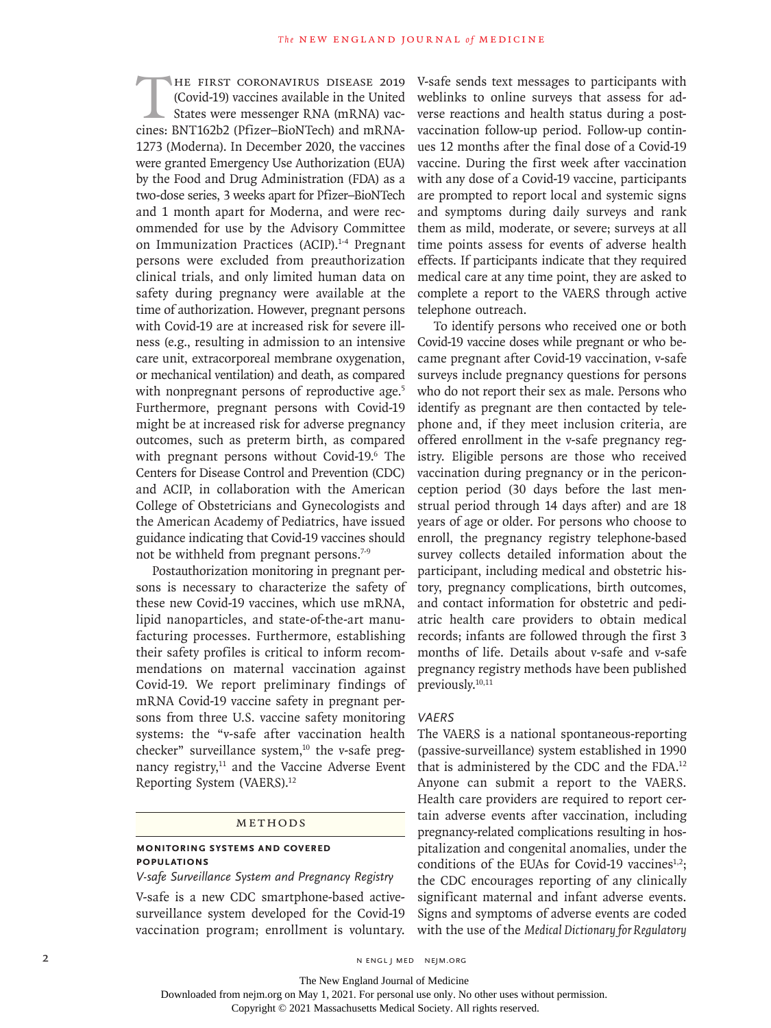The first coronavirus disease 2019 (Covid-19) vaccines available in the United States were messenger RNA (mRNA) vaccines: BNT162b2 (Pfizer–BioNTech) and mRNA-1273 (Moderna). In December 2020, the vaccines were granted Emergency Use Authorization (EUA) by the Food and Drug Administration (FDA) as a two-dose series, 3 weeks apart for Pfizer–BioNTech and 1 month apart for Moderna, and were recommended for use by the Advisory Committee on Immunization Practices (ACIP).[1-4] Pregnant persons were excluded from preauthorization clinical trials, and only limited human data on safety during pregnancy were available at the time of authorization. However, pregnant persons with Covid-19 are at increased risk for severe illness (e.g., resulting in admission to an intensive care unit, extracorporeal membrane oxygenation, or mechanical ventilation) and death, as compared with nonpregnant persons of reproductive age.[5] Furthermore, pregnant persons with Covid-19 might be at increased risk for adverse pregnancy outcomes, such as preterm birth, as compared with pregnant persons without Covid-19.[6] The Centers for Disease Control and Prevention (CDC) and ACIP, in collaboration with the American College of Obstetricians and Gynecologists and the American Academy of Pediatrics, have issued guidance indicating that Covid-19 vaccines should not be withheld from pregnant persons.[7-9]

Postauthorization monitoring in pregnant persons is necessary to characterize the safety of these new Covid-19 vaccines, which use mRNA, lipid nanoparticles, and state-of-the-art manufacturing processes. Furthermore, establishing their safety profiles is critical to inform recommendations on maternal vaccination against Covid-19. We report preliminary findings of mRNA Covid-19 vaccine safety in pregnant persons from three U.S. vaccine safety monitoring systems: the "v-safe after vaccination health checker" surveillance system,[10] the v-safe pregnancy registry,[11] and the Vaccine Adverse Event Reporting System (VAERS).[12]

## Methods

### Monitoring Systems and Covered Populations

*V-safe Surveillance System and Pregnancy Registry*

V-safe is a new CDC smartphone-based active-surveillance system developed for the Covid-19 vaccination program; enrollment is voluntary. V-safe sends text messages to participants with weblinks to online surveys that assess for adverse reactions and health status during a postvaccination follow-up period. Follow-up continues 12 months after the final dose of a Covid-19 vaccine. During the first week after vaccination with any dose of a Covid-19 vaccine, participants are prompted to report local and systemic signs and symptoms during daily surveys and rank them as mild, moderate, or severe; surveys at all time points assess for events of adverse health effects. If participants indicate that they required medical care at any time point, they are asked to complete a report to the VAERS through active telephone outreach.

To identify persons who received one or both Covid-19 vaccine doses while pregnant or who became pregnant after Covid-19 vaccination, v-safe surveys include pregnancy questions for persons who do not report their sex as male. Persons who identify as pregnant are then contacted by telephone and, if they meet inclusion criteria, are offered enrollment in the v-safe pregnancy registry. Eligible persons are those who received vaccination during pregnancy or in the periconception period (30 days before the last menstrual period through 14 days after) and are 18 years of age or older. For persons who choose to enroll, the pregnancy registry telephone-based survey collects detailed information about the participant, including medical and obstetric history, pregnancy complications, birth outcomes, and contact information for obstetric and pediatric health care providers to obtain medical records; infants are followed through the first 3 months of life. Details about v-safe and v-safe pregnancy registry methods have been published previously.[10,11]

*VAERS*

The VAERS is a national spontaneous-reporting (passive-surveillance) system established in 1990 that is administered by the CDC and the FDA.[12] Anyone can submit a report to the VAERS. Health care providers are required to report certain adverse events after vaccination, including pregnancy-related complications resulting in hospitalization and congenital anomalies, under the conditions of the EUAs for Covid-19 vaccines[1,2]; the CDC encourages reporting of any clinically significant maternal and infant adverse events. Signs and symptoms of adverse events are coded with the use of the *Medical Dictionary for Regulatory*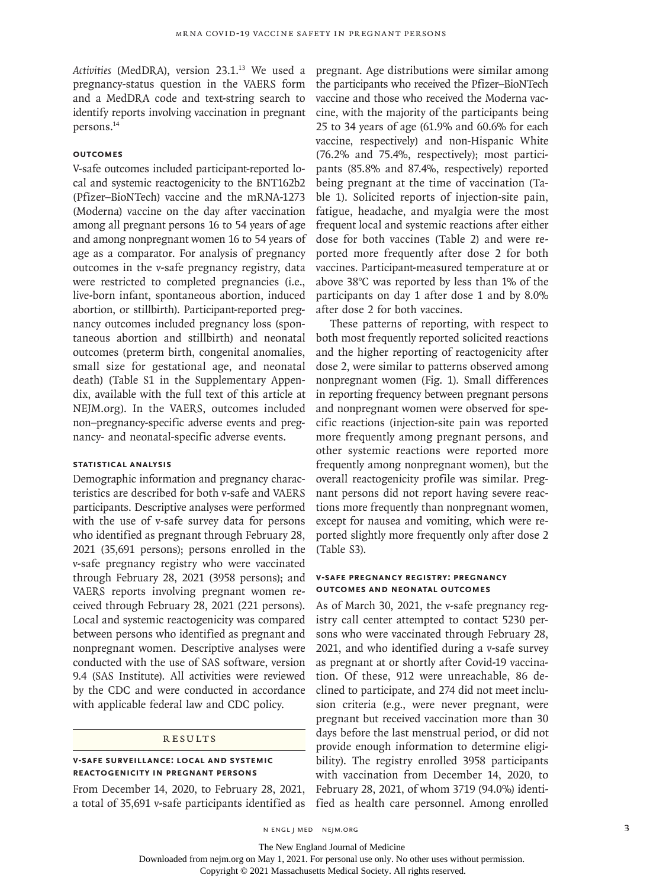*Activities* (MedDRA), version 23.1.[13] We used a pregnancy-status question in the VAERS form and a MedDRA code and text-string search to identify reports involving vaccination in pregnant persons.[14]

### Outcomes

V-safe outcomes included participant-reported local and systemic reactogenicity to the BNT162b2 (Pfizer–BioNTech) vaccine and the mRNA-1273 (Moderna) vaccine on the day after vaccination among all pregnant persons 16 to 54 years of age and among nonpregnant women 16 to 54 years of age as a comparator. For analysis of pregnancy outcomes in the v-safe pregnancy registry, data were restricted to completed pregnancies (i.e., live-born infant, spontaneous abortion, induced abortion, or stillbirth). Participant-reported pregnancy outcomes included pregnancy loss (spontaneous abortion and stillbirth) and neonatal outcomes (preterm birth, congenital anomalies, small size for gestational age, and neonatal death) (Table S1 in the Supplementary Appendix, available with the full text of this article at NEJM.org). In the VAERS, outcomes included non–pregnancy-specific adverse events and pregnancy- and neonatal-specific adverse events.

### Statistical Analysis

Demographic information and pregnancy characteristics are described for both v-safe and VAERS participants. Descriptive analyses were performed with the use of v-safe survey data for persons who identified as pregnant through February 28, 2021 (35,691 persons); persons enrolled in the v-safe pregnancy registry who were vaccinated through February 28, 2021 (3958 persons); and VAERS reports involving pregnant women received through February 28, 2021 (221 persons). Local and systemic reactogenicity was compared between persons who identified as pregnant and nonpregnant women. Descriptive analyses were conducted with the use of SAS software, version 9.4 (SAS Institute). All activities were reviewed by the CDC and were conducted in accordance with applicable federal law and CDC policy.

## Results

### V-safe Surveillance: Local and Systemic Reactogenicity in Pregnant Persons

From December 14, 2020, to February 28, 2021, a total of 35,691 v-safe participants identified as pregnant. Age distributions were similar among the participants who received the Pfizer–BioNTech vaccine and those who received the Moderna vaccine, with the majority of the participants being 25 to 34 years of age (61.9% and 60.6% for each vaccine, respectively) and non-Hispanic White (76.2% and 75.4%, respectively); most participants (85.8% and 87.4%, respectively) reported being pregnant at the time of vaccination (Table 1). Solicited reports of injection-site pain, fatigue, headache, and myalgia were the most frequent local and systemic reactions after either dose for both vaccines (Table 2) and were reported more frequently after dose 2 for both vaccines. Participant-measured temperature at or above 38°C was reported by less than 1% of the participants on day 1 after dose 1 and by 8.0% after dose 2 for both vaccines.

These patterns of reporting, with respect to both most frequently reported solicited reactions and the higher reporting of reactogenicity after dose 2, were similar to patterns observed among nonpregnant women (Fig. 1). Small differences in reporting frequency between pregnant persons and nonpregnant women were observed for specific reactions (injection-site pain was reported more frequently among pregnant persons, and other systemic reactions were reported more frequently among nonpregnant women), but the overall reactogenicity profile was similar. Pregnant persons did not report having severe reactions more frequently than nonpregnant women, except for nausea and vomiting, which were reported slightly more frequently only after dose 2 (Table S3).

### V-safe Pregnancy Registry: Pregnancy Outcomes and Neonatal Outcomes

As of March 30, 2021, the v-safe pregnancy registry call center attempted to contact 5230 persons who were vaccinated through February 28, 2021, and who identified during a v-safe survey as pregnant at or shortly after Covid-19 vaccination. Of these, 912 were unreachable, 86 declined to participate, and 274 did not meet inclusion criteria (e.g., were never pregnant, were pregnant but received vaccination more than 30 days before the last menstrual period, or did not provide enough information to determine eligibility). The registry enrolled 3958 participants with vaccination from December 14, 2020, to February 28, 2021, of whom 3719 (94.0%) identified as health care personnel. Among enrolled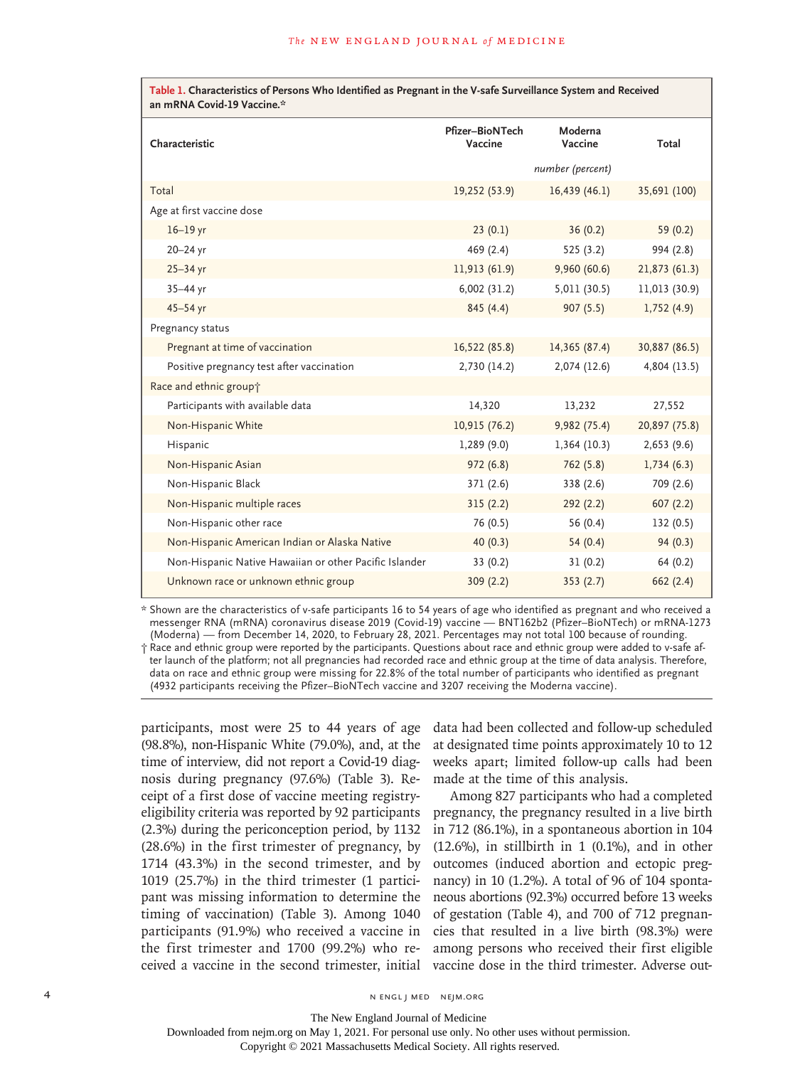**Table 1. Characteristics of Persons Who Identified as Pregnant in the V-safe Surveillance System and Received an mRNA Covid-19 Vaccine.***

| Characteristic | Pfizer–BioNTech Vaccine | Moderna Vaccine | Total |
|---|---|---|---|
| | *number (percent)* | | |
| Total | 19,252 (53.9) | 16,439 (46.1) | 35,691 (100) |
| Age at first vaccine dose | | | |
| 16–19 yr | 23 (0.1) | 36 (0.2) | 59 (0.2) |
| 20–24 yr | 469 (2.4) | 525 (3.2) | 994 (2.8) |
| 25–34 yr | 11,913 (61.9) | 9,960 (60.6) | 21,873 (61.3) |
| 35–44 yr | 6,002 (31.2) | 5,011 (30.5) | 11,013 (30.9) |
| 45–54 yr | 845 (4.4) | 907 (5.5) | 1,752 (4.9) |
| Pregnancy status | | | |
| Pregnant at time of vaccination | 16,522 (85.8) | 14,365 (87.4) | 30,887 (86.5) |
| Positive pregnancy test after vaccination | 2,730 (14.2) | 2,074 (12.6) | 4,804 (13.5) |
| Race and ethnic group† | | | |
| Participants with available data | 14,320 | 13,232 | 27,552 |
| Non-Hispanic White | 10,915 (76.2) | 9,982 (75.4) | 20,897 (75.8) |
| Hispanic | 1,289 (9.0) | 1,364 (10.3) | 2,653 (9.6) |
| Non-Hispanic Asian | 972 (6.8) | 762 (5.8) | 1,734 (6.3) |
| Non-Hispanic Black | 371 (2.6) | 338 (2.6) | 709 (2.6) |
| Non-Hispanic multiple races | 315 (2.2) | 292 (2.2) | 607 (2.2) |
| Non-Hispanic other race | 76 (0.5) | 56 (0.4) | 132 (0.5) |
| Non-Hispanic American Indian or Alaska Native | 40 (0.3) | 54 (0.4) | 94 (0.3) |
| Non-Hispanic Native Hawaiian or other Pacific Islander | 33 (0.2) | 31 (0.2) | 64 (0.2) |
| Unknown race or unknown ethnic group | 309 (2.2) | 353 (2.7) | 662 (2.4) |

\* Shown are the characteristics of v-safe participants 16 to 54 years of age who identified as pregnant and who received a messenger RNA (mRNA) coronavirus disease 2019 (Covid-19) vaccine — BNT162b2 (Pfizer–BioNTech) or mRNA-1273 (Moderna) — from December 14, 2020, to February 28, 2021. Percentages may not total 100 because of rounding.

† Race and ethnic group were reported by the participants. Questions about race and ethnic group were added to v-safe after launch of the platform; not all pregnancies had recorded race and ethnic group at the time of data analysis. Therefore, data on race and ethnic group were missing for 22.8% of the total number of participants who identified as pregnant (4932 participants receiving the Pfizer–BioNTech vaccine and 3207 receiving the Moderna vaccine).

participants, most were 25 to 44 years of age (98.8%), non-Hispanic White (79.0%), and, at the time of interview, did not report a Covid-19 diagnosis during pregnancy (97.6%) (Table 3). Receipt of a first dose of vaccine meeting registry-eligibility criteria was reported by 92 participants (2.3%) during the periconception period, by 1132 (28.6%) in the first trimester of pregnancy, by 1714 (43.3%) in the second trimester, and by 1019 (25.7%) in the third trimester (1 participant was missing information to determine the timing of vaccination) (Table 3). Among 1040 participants (91.9%) who received a vaccine in the first trimester and 1700 (99.2%) who received a vaccine in the second trimester, initial data had been collected and follow-up scheduled at designated time points approximately 10 to 12 weeks apart; limited follow-up calls had been made at the time of this analysis.

Among 827 participants who had a completed pregnancy, the pregnancy resulted in a live birth in 712 (86.1%), in a spontaneous abortion in 104 (12.6%), in stillbirth in 1 (0.1%), and in other outcomes (induced abortion and ectopic pregnancy) in 10 (1.2%). A total of 96 of 104 spontaneous abortions (92.3%) occurred before 13 weeks of gestation (Table 4), and 700 of 712 pregnancies that resulted in a live birth (98.3%) were among persons who received their first eligible vaccine dose in the third trimester. Adverse out-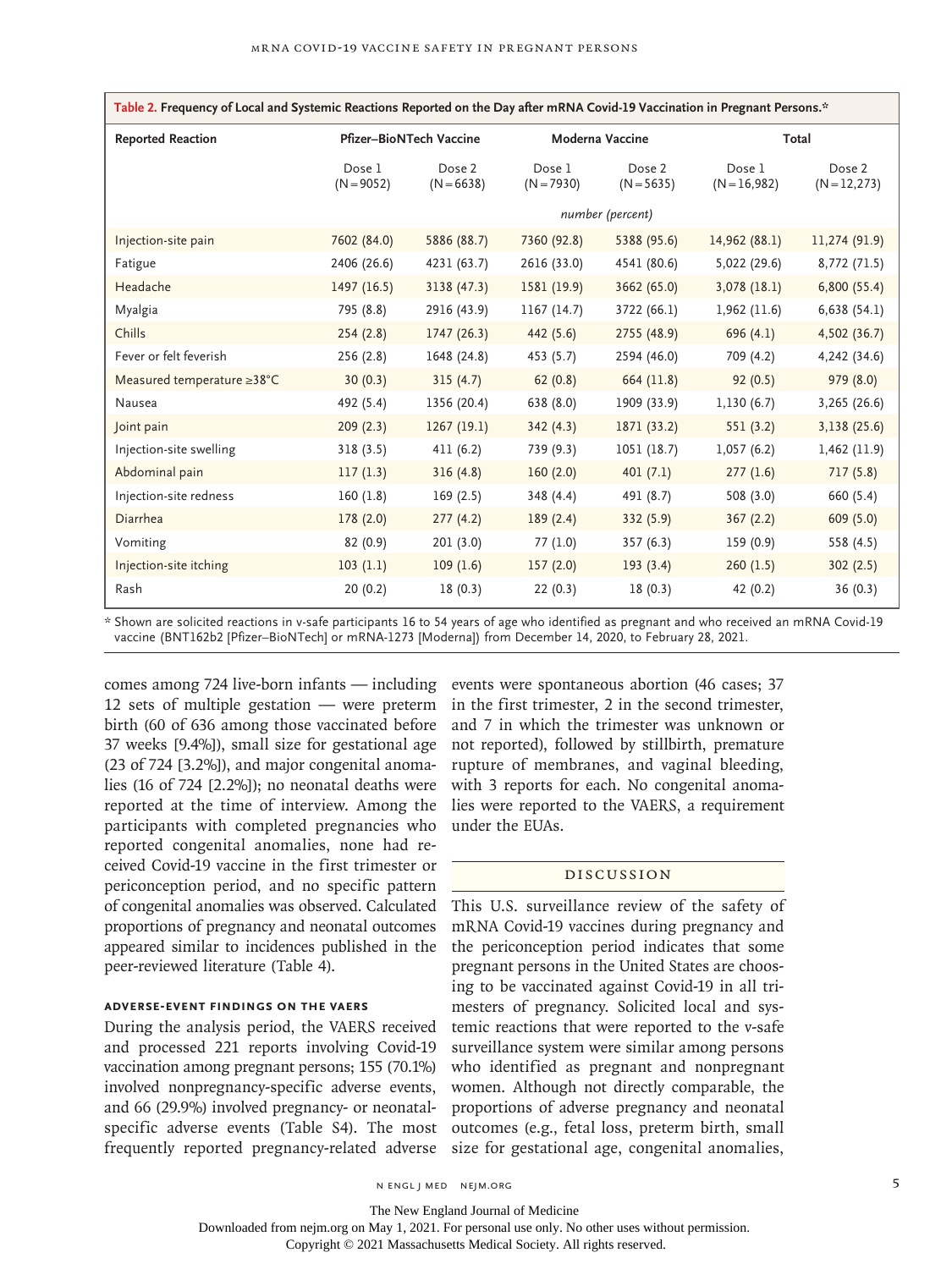**Table 2. Frequency of Local and Systemic Reactions Reported on the Day after mRNA Covid-19 Vaccination in Pregnant Persons.***

| Reported Reaction | Pfizer–BioNTech Vaccine | | Moderna Vaccine | | Total | |
|---|---|---|---|---|---|---|
| | Dose 1 (N=9052) | Dose 2 (N=6638) | Dose 1 (N=7930) | Dose 2 (N=5635) | Dose 1 (N=16,982) | Dose 2 (N=12,273) |
| | *number (percent)* | | | | | |
| Injection-site pain | 7602 (84.0) | 5886 (88.7) | 7360 (92.8) | 5388 (95.6) | 14,962 (88.1) | 11,274 (91.9) |
| Fatigue | 2406 (26.6) | 4231 (63.7) | 2616 (33.0) | 4541 (80.6) | 5,022 (29.6) | 8,772 (71.5) |
| Headache | 1497 (16.5) | 3138 (47.3) | 1581 (19.9) | 3662 (65.0) | 3,078 (18.1) | 6,800 (55.4) |
| Myalgia | 795 (8.8) | 2916 (43.9) | 1167 (14.7) | 3722 (66.1) | 1,962 (11.6) | 6,638 (54.1) |
| Chills | 254 (2.8) | 1747 (26.3) | 442 (5.6) | 2755 (48.9) | 696 (4.1) | 4,502 (36.7) |
| Fever or felt feverish | 256 (2.8) | 1648 (24.8) | 453 (5.7) | 2594 (46.0) | 709 (4.2) | 4,242 (34.6) |
| Measured temperature ≥38°C | 30 (0.3) | 315 (4.7) | 62 (0.8) | 664 (11.8) | 92 (0.5) | 979 (8.0) |
| Nausea | 492 (5.4) | 1356 (20.4) | 638 (8.0) | 1909 (33.9) | 1,130 (6.7) | 3,265 (26.6) |
| Joint pain | 209 (2.3) | 1267 (19.1) | 342 (4.3) | 1871 (33.2) | 551 (3.2) | 3,138 (25.6) |
| Injection-site swelling | 318 (3.5) | 411 (6.2) | 739 (9.3) | 1051 (18.7) | 1,057 (6.2) | 1,462 (11.9) |
| Abdominal pain | 117 (1.3) | 316 (4.8) | 160 (2.0) | 401 (7.1) | 277 (1.6) | 717 (5.8) |
| Injection-site redness | 160 (1.8) | 169 (2.5) | 348 (4.4) | 491 (8.7) | 508 (3.0) | 660 (5.4) |
| Diarrhea | 178 (2.0) | 277 (4.2) | 189 (2.4) | 332 (5.9) | 367 (2.2) | 609 (5.0) |
| Vomiting | 82 (0.9) | 201 (3.0) | 77 (1.0) | 357 (6.3) | 159 (0.9) | 558 (4.5) |
| Injection-site itching | 103 (1.1) | 109 (1.6) | 157 (2.0) | 193 (3.4) | 260 (1.5) | 302 (2.5) |
| Rash | 20 (0.2) | 18 (0.3) | 22 (0.3) | 18 (0.3) | 42 (0.2) | 36 (0.3) |

\* Shown are solicited reactions in v-safe participants 16 to 54 years of age who identified as pregnant and who received an mRNA Covid-19 vaccine (BNT162b2 [Pfizer–BioNTech] or mRNA-1273 [Moderna]) from December 14, 2020, to February 28, 2021.

comes among 724 live-born infants — including 12 sets of multiple gestation — were preterm birth (60 of 636 among those vaccinated before 37 weeks [9.4%]), small size for gestational age (23 of 724 [3.2%]), and major congenital anomalies (16 of 724 [2.2%]); no neonatal deaths were reported at the time of interview. Among the participants with completed pregnancies who reported congenital anomalies, none had received Covid-19 vaccine in the first trimester or periconception period, and no specific pattern of congenital anomalies was observed. Calculated proportions of pregnancy and neonatal outcomes appeared similar to incidences published in the peer-reviewed literature (Table 4).

### Adverse-Event Findings on the VAERS

During the analysis period, the VAERS received and processed 221 reports involving Covid-19 vaccination among pregnant persons; 155 (70.1%) involved nonpregnancy-specific adverse events, and 66 (29.9%) involved pregnancy- or neonatal-specific adverse events (Table S4). The most frequently reported pregnancy-related adverse events were spontaneous abortion (46 cases; 37 in the first trimester, 2 in the second trimester, and 7 in which the trimester was unknown or not reported), followed by stillbirth, premature rupture of membranes, and vaginal bleeding, with 3 reports for each. No congenital anomalies were reported to the VAERS, a requirement under the EUAs.

## Discussion

This U.S. surveillance review of the safety of mRNA Covid-19 vaccines during pregnancy and the periconception period indicates that some pregnant persons in the United States are choosing to be vaccinated against Covid-19 in all trimesters of pregnancy. Solicited local and systemic reactions that were reported to the v-safe surveillance system were similar among persons who identified as pregnant and nonpregnant women. Although not directly comparable, the proportions of adverse pregnancy and neonatal outcomes (e.g., fetal loss, preterm birth, small size for gestational age, congenital anomalies,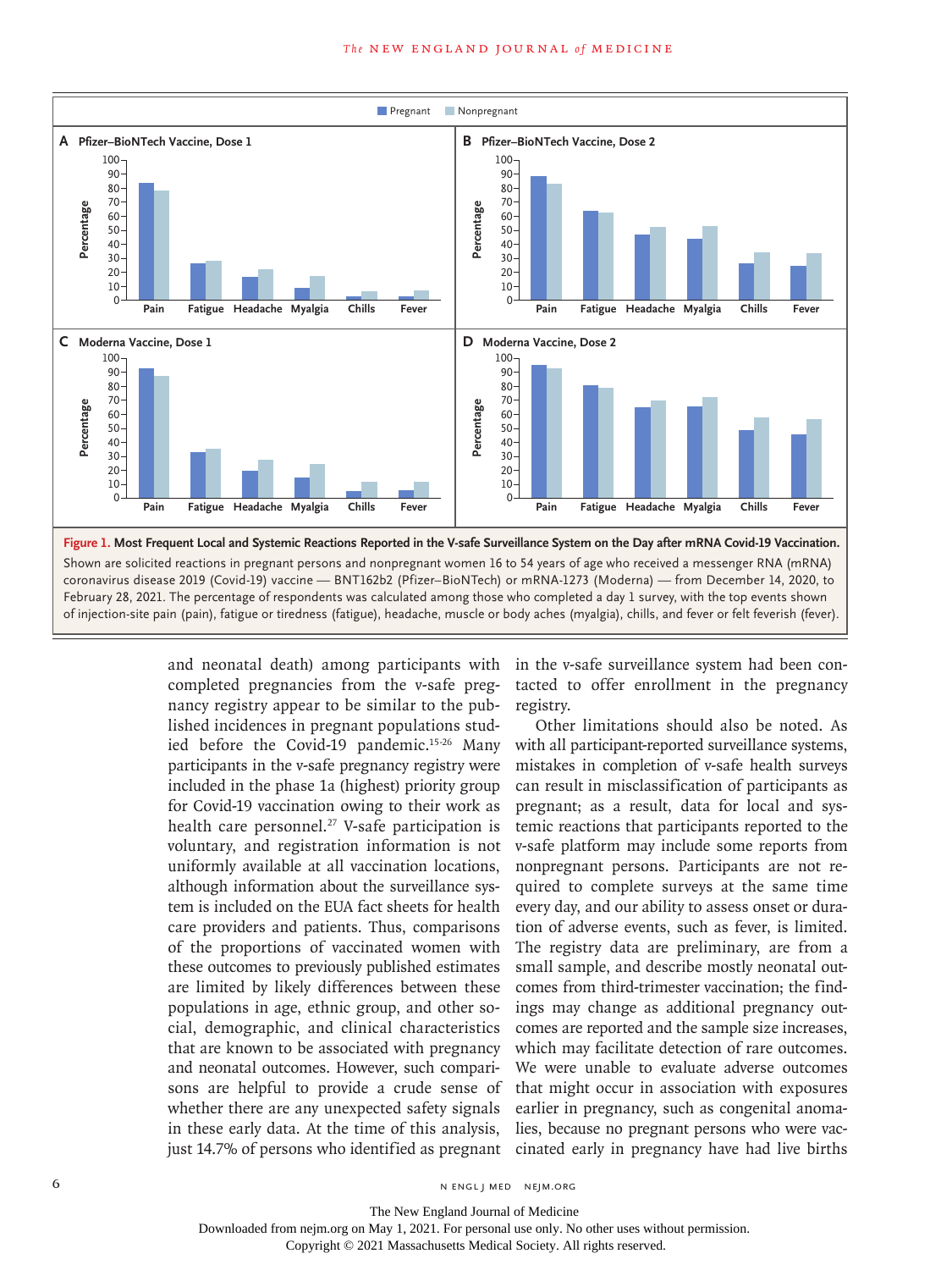Pregnant | Nonpregnant

**A** Pfizer–BioNTech Vaccine, Dose 1

**B** Pfizer–BioNTech Vaccine, Dose 2

**C** Moderna Vaccine, Dose 1

**D** Moderna Vaccine, Dose 2

**Figure 1. Most Frequent Local and Systemic Reactions Reported in the V-safe Surveillance System on the Day after mRNA Covid-19 Vaccination.**

Shown are solicited reactions in pregnant persons and nonpregnant women 16 to 54 years of age who received a messenger RNA (mRNA) coronavirus disease 2019 (Covid-19) vaccine — BNT162b2 (Pfizer–BioNTech) or mRNA-1273 (Moderna) — from December 14, 2020, to February 28, 2021. The percentage of respondents was calculated among those who completed a day 1 survey, with the top events shown of injection-site pain (pain), fatigue or tiredness (fatigue), headache, muscle or body aches (myalgia), chills, and fever or felt feverish (fever).

and neonatal death) among participants with completed pregnancies from the v-safe pregnancy registry appear to be similar to the published incidences in pregnant populations studied before the Covid-19 pandemic.[15-26] Many participants in the v-safe pregnancy registry were included in the phase 1a (highest) priority group for Covid-19 vaccination owing to their work as health care personnel.[27] V-safe participation is voluntary, and registration information is not uniformly available at all vaccination locations, although information about the surveillance system is included on the EUA fact sheets for health care providers and patients. Thus, comparisons of the proportions of vaccinated women with these outcomes to previously published estimates are limited by likely differences between these populations in age, ethnic group, and other social, demographic, and clinical characteristics that are known to be associated with pregnancy and neonatal outcomes. However, such comparisons are helpful to provide a crude sense of whether there are any unexpected safety signals in these early data. At the time of this analysis, just 14.7% of persons who identified as pregnant in the v-safe surveillance system had been contacted to offer enrollment in the pregnancy registry.

Other limitations should also be noted. As with all participant-reported surveillance systems, mistakes in completion of v-safe health surveys can result in misclassification of participants as pregnant; as a result, data for local and systemic reactions that participants reported to the v-safe platform may include some reports from nonpregnant persons. Participants are not required to complete surveys at the same time every day, and our ability to assess onset or duration of adverse events, such as fever, is limited. The registry data are preliminary, are from a small sample, and describe mostly neonatal outcomes from third-trimester vaccination; the findings may change as additional pregnancy outcomes are reported and the sample size increases, which may facilitate detection of rare outcomes. We were unable to evaluate adverse outcomes that might occur in association with exposures earlier in pregnancy, such as congenital anomalies, because no pregnant persons who were vaccinated early in pregnancy have had live births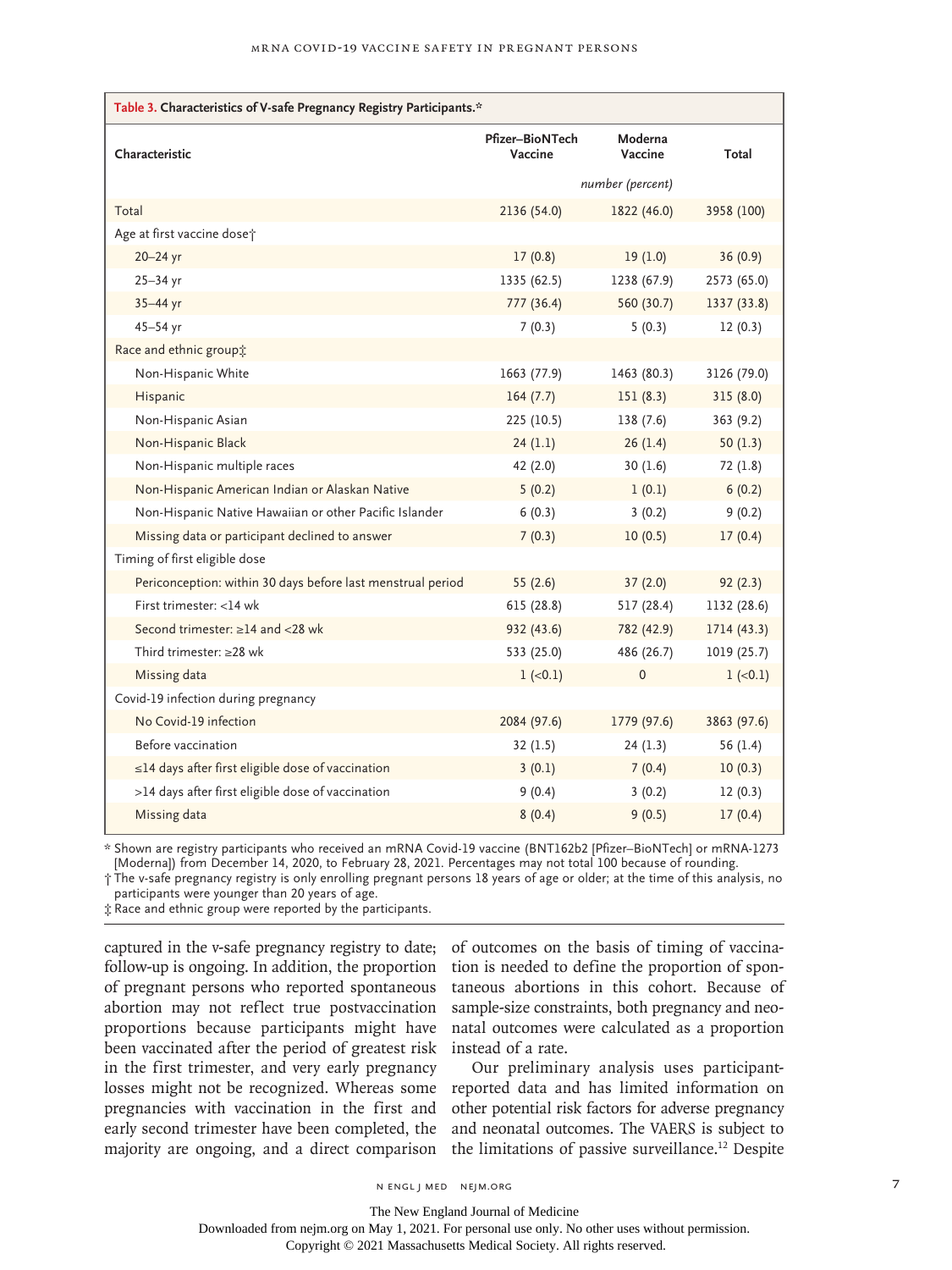**Table 3. Characteristics of V-safe Pregnancy Registry Participants.***

| Characteristic | Pfizer–BioNTech Vaccine | Moderna Vaccine | Total |
|---|---|---|---|
| | *number (percent)* | | |
| Total | 2136 (54.0) | 1822 (46.0) | 3958 (100) |
| Age at first vaccine dose† | | | |
| 20–24 yr | 17 (0.8) | 19 (1.0) | 36 (0.9) |
| 25–34 yr | 1335 (62.5) | 1238 (67.9) | 2573 (65.0) |
| 35–44 yr | 777 (36.4) | 560 (30.7) | 1337 (33.8) |
| 45–54 yr | 7 (0.3) | 5 (0.3) | 12 (0.3) |
| Race and ethnic group‡ | | | |
| Non-Hispanic White | 1663 (77.9) | 1463 (80.3) | 3126 (79.0) |
| Hispanic | 164 (7.7) | 151 (8.3) | 315 (8.0) |
| Non-Hispanic Asian | 225 (10.5) | 138 (7.6) | 363 (9.2) |
| Non-Hispanic Black | 24 (1.1) | 26 (1.4) | 50 (1.3) |
| Non-Hispanic multiple races | 42 (2.0) | 30 (1.6) | 72 (1.8) |
| Non-Hispanic American Indian or Alaskan Native | 5 (0.2) | 1 (0.1) | 6 (0.2) |
| Non-Hispanic Native Hawaiian or other Pacific Islander | 6 (0.3) | 3 (0.2) | 9 (0.2) |
| Missing data or participant declined to answer | 7 (0.3) | 10 (0.5) | 17 (0.4) |
| Timing of first eligible dose | | | |
| Periconception: within 30 days before last menstrual period | 55 (2.6) | 37 (2.0) | 92 (2.3) |
| First trimester: <14 wk | 615 (28.8) | 517 (28.4) | 1132 (28.6) |
| Second trimester: ≥14 and <28 wk | 932 (43.6) | 782 (42.9) | 1714 (43.3) |
| Third trimester: ≥28 wk | 533 (25.0) | 486 (26.7) | 1019 (25.7) |
| Missing data | 1 (<0.1) | 0 | 1 (<0.1) |
| Covid-19 infection during pregnancy | | | |
| No Covid-19 infection | 2084 (97.6) | 1779 (97.6) | 3863 (97.6) |
| Before vaccination | 32 (1.5) | 24 (1.3) | 56 (1.4) |
| ≤14 days after first eligible dose of vaccination | 3 (0.1) | 7 (0.4) | 10 (0.3) |
| >14 days after first eligible dose of vaccination | 9 (0.4) | 3 (0.2) | 12 (0.3) |
| Missing data | 8 (0.4) | 9 (0.5) | 17 (0.4) |

\* Shown are registry participants who received an mRNA Covid-19 vaccine (BNT162b2 [Pfizer–BioNTech] or mRNA-1273 [Moderna]) from December 14, 2020, to February 28, 2021. Percentages may not total 100 because of rounding.

† The v-safe pregnancy registry is only enrolling pregnant persons 18 years of age or older; at the time of this analysis, no participants were younger than 20 years of age.

‡ Race and ethnic group were reported by the participants.

captured in the v-safe pregnancy registry to date; follow-up is ongoing. In addition, the proportion of pregnant persons who reported spontaneous abortion may not reflect true postvaccination proportions because participants might have been vaccinated after the period of greatest risk in the first trimester, and very early pregnancy losses might not be recognized. Whereas some pregnancies with vaccination in the first and early second trimester have been completed, the majority are ongoing, and a direct comparison of outcomes on the basis of timing of vaccination is needed to define the proportion of spontaneous abortions in this cohort. Because of sample-size constraints, both pregnancy and neonatal outcomes were calculated as a proportion instead of a rate.

Our preliminary analysis uses participant-reported data and has limited information on other potential risk factors for adverse pregnancy and neonatal outcomes. The VAERS is subject to the limitations of passive surveillance.[12] Despite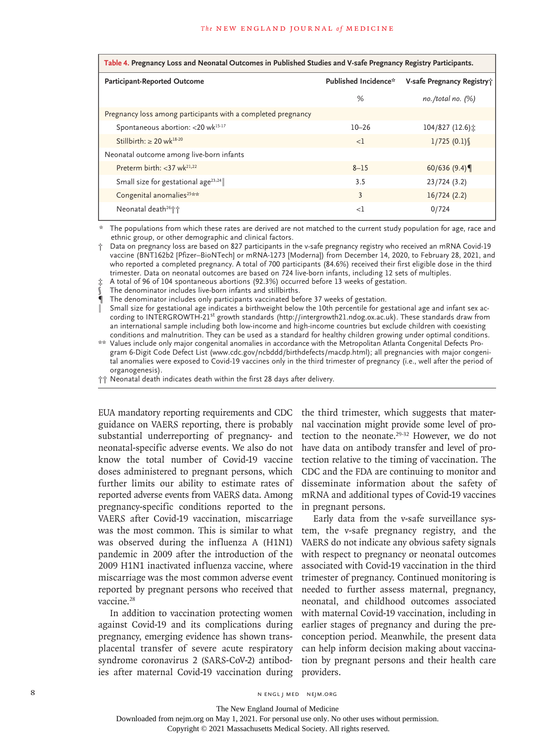**Table 4. Pregnancy Loss and Neonatal Outcomes in Published Studies and V-safe Pregnancy Registry Participants.**

| Participant-Reported Outcome | Published Incidence* | V-safe Pregnancy Registry† |
|---|---|---|
| | % | *no./total no. (%)* |
| Pregnancy loss among participants with a completed pregnancy | | |
| Spontaneous abortion: <20 wk[15-17] | 10–26 | 104/827 (12.6)‡ |
| Stillbirth: ≥ 20 wk[18-20] | <1 | 1/725 (0.1)§ |
| Neonatal outcome among live-born infants | | |
| Preterm birth: <37 wk[21,22] | 8–15 | 60/636 (9.4)¶ |
| Small size for gestational age[23,24]‖ | 3.5 | 23/724 (3.2) |
| Congenital anomalies[25]** | 3 | 16/724 (2.2) |
| Neonatal death[26]†† | <1 | 0/724 |

\* The populations from which these rates are derived are not matched to the current study population for age, race and ethnic group, or other demographic and clinical factors.

† Data on pregnancy loss are based on 827 participants in the v-safe pregnancy registry who received an mRNA Covid-19 vaccine (BNT162b2 [Pfizer–BioNTech] or mRNA-1273 [Moderna]) from December 14, 2020, to February 28, 2021, and who reported a completed pregnancy. A total of 700 participants (84.6%) received their first eligible dose in the third trimester. Data on neonatal outcomes are based on 724 live-born infants, including 12 sets of multiples.

‡ A total of 96 of 104 spontaneous abortions (92.3%) occurred before 13 weeks of gestation.

§ The denominator includes live-born infants and stillbirths.

¶ The denominator includes only participants vaccinated before 37 weeks of gestation.

‖ Small size for gestational age indicates a birthweight below the 10th percentile for gestational age and infant sex according to INTERGROWTH-21st growth standards (http://intergrowth21.ndog.ox.ac.uk). These standards draw from an international sample including both low-income and high-income countries but exclude children with coexisting conditions and malnutrition. They can be used as a standard for healthy children growing under optimal conditions.

\*\* Values include only major congenital anomalies in accordance with the Metropolitan Atlanta Congenital Defects Program 6-Digit Code Defect List (www.cdc.gov/ncbddd/birthdefects/macdp.html); all pregnancies with major congenital anomalies were exposed to Covid-19 vaccines only in the third trimester of pregnancy (i.e., well after the period of organogenesis).

†† Neonatal death indicates death within the first 28 days after delivery.

EUA mandatory reporting requirements and CDC guidance on VAERS reporting, there is probably substantial underreporting of pregnancy- and neonatal-specific adverse events. We also do not know the total number of Covid-19 vaccine doses administered to pregnant persons, which further limits our ability to estimate rates of reported adverse events from VAERS data. Among pregnancy-specific conditions reported to the VAERS after Covid-19 vaccination, miscarriage was the most common. This is similar to what was observed during the influenza A (H1N1) pandemic in 2009 after the introduction of the 2009 H1N1 inactivated influenza vaccine, where miscarriage was the most common adverse event reported by pregnant persons who received that vaccine.[28]

In addition to vaccination protecting women against Covid-19 and its complications during pregnancy, emerging evidence has shown transplacental transfer of severe acute respiratory syndrome coronavirus 2 (SARS-CoV-2) antibodies after maternal Covid-19 vaccination during the third trimester, which suggests that maternal vaccination might provide some level of protection to the neonate.[29-32] However, we do not have data on antibody transfer and level of protection relative to the timing of vaccination. The CDC and the FDA are continuing to monitor and disseminate information about the safety of mRNA and additional types of Covid-19 vaccines in pregnant persons.

Early data from the v-safe surveillance system, the v-safe pregnancy registry, and the VAERS do not indicate any obvious safety signals with respect to pregnancy or neonatal outcomes associated with Covid-19 vaccination in the third trimester of pregnancy. Continued monitoring is needed to further assess maternal, pregnancy, neonatal, and childhood outcomes associated with maternal Covid-19 vaccination, including in earlier stages of pregnancy and during the preconception period. Meanwhile, the present data can help inform decision making about vaccination by pregnant persons and their health care providers.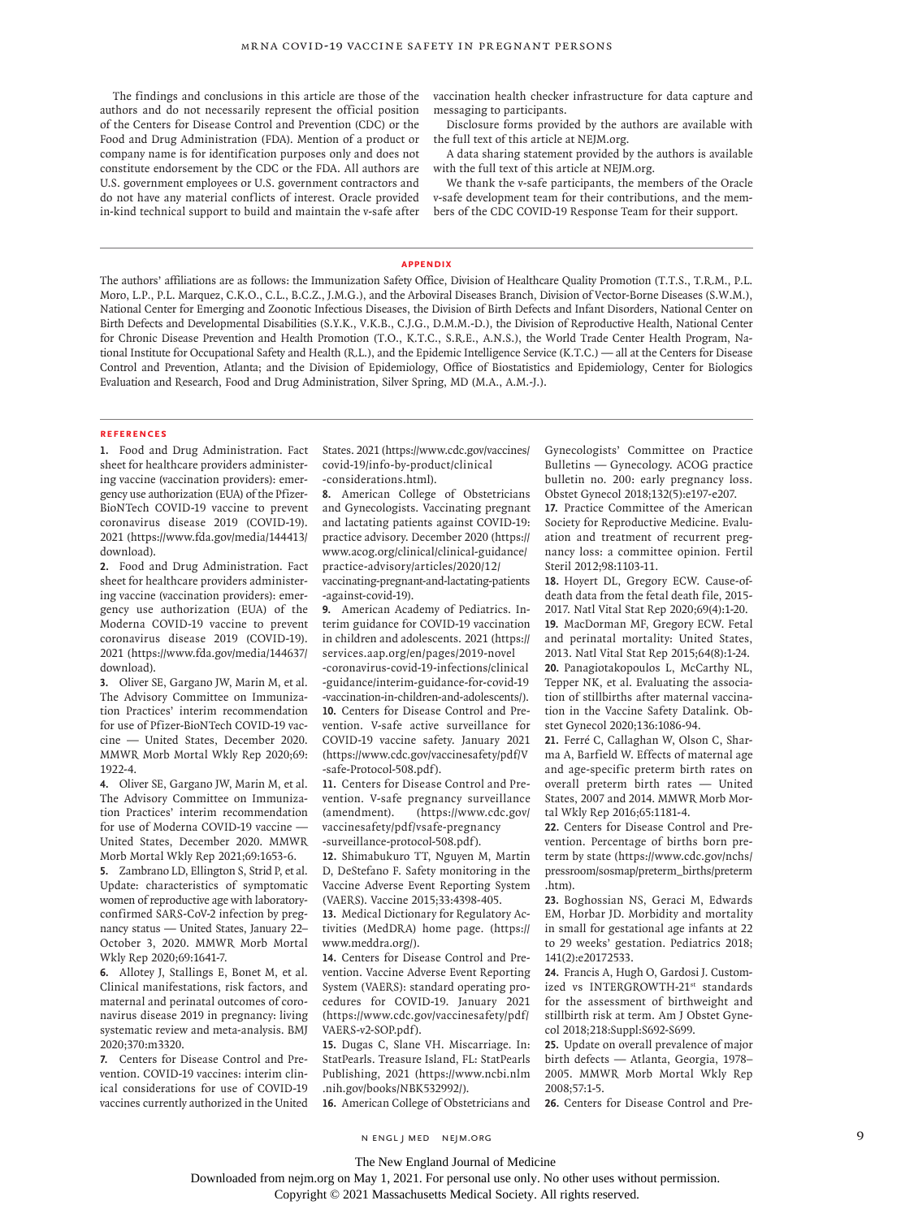The findings and conclusions in this article are those of the authors and do not necessarily represent the official position of the Centers for Disease Control and Prevention (CDC) or the Food and Drug Administration (FDA). Mention of a product or company name is for identification purposes only and does not constitute endorsement by the CDC or the FDA. All authors are U.S. government employees or U.S. government contractors and do not have any material conflicts of interest. Oracle provided in-kind technical support to build and maintain the v-safe after vaccination health checker infrastructure for data capture and messaging to participants.

Disclosure forms provided by the authors are available with the full text of this article at NEJM.org.

A data sharing statement provided by the authors is available with the full text of this article at NEJM.org.

We thank the v-safe participants, the members of the Oracle v-safe development team for their contributions, and the members of the CDC COVID-19 Response Team for their support.

## Appendix

The authors' affiliations are as follows: the Immunization Safety Office, Division of Healthcare Quality Promotion (T.T.S., T.R.M., P.L. Moro, L.P., P.L. Marquez, C.K.O., C.L., B.C.Z., J.M.G.), and the Arboviral Diseases Branch, Division of Vector-Borne Diseases (S.W.M.), National Center for Emerging and Zoonotic Infectious Diseases, the Division of Birth Defects and Infant Disorders, National Center on Birth Defects and Developmental Disabilities (S.Y.K., V.K.B., C.J.G., D.M.M.-D.), the Division of Reproductive Health, National Center for Chronic Disease Prevention and Health Promotion (T.O., K.T.C., S.R.E., A.N.S.), the World Trade Center Health Program, National Institute for Occupational Safety and Health (R.L.), and the Epidemic Intelligence Service (K.T.C.) — all at the Centers for Disease Control and Prevention, Atlanta; and the Division of Epidemiology, Office of Biostatistics and Epidemiology, Center for Biologics Evaluation and Research, Food and Drug Administration, Silver Spring, MD (M.A., A.M.-J.).

## References

1. Food and Drug Administration. Fact sheet for healthcare providers administering vaccine (vaccination providers): emergency use authorization (EUA) of the Pfizer-BioNTech COVID-19 vaccine to prevent coronavirus disease 2019 (COVID-19). 2021 (https://www.fda.gov/media/144413/download).
2. Food and Drug Administration. Fact sheet for healthcare providers administering vaccine (vaccination providers): emergency use authorization (EUA) of the Moderna COVID-19 vaccine to prevent coronavirus disease 2019 (COVID-19). 2021 (https://www.fda.gov/media/144637/download).
3. Oliver SE, Gargano JW, Marin M, et al. The Advisory Committee on Immunization Practices' interim recommendation for use of Pfizer-BioNTech COVID-19 vaccine — United States, December 2020. MMWR Morb Mortal Wkly Rep 2020;69:1922-4.
4. Oliver SE, Gargano JW, Marin M, et al. The Advisory Committee on Immunization Practices' interim recommendation for use of Moderna COVID-19 vaccine — United States, December 2020. MMWR Morb Mortal Wkly Rep 2021;69:1653-6.
5. Zambrano LD, Ellington S, Strid P, et al. Update: characteristics of symptomatic women of reproductive age with laboratory-confirmed SARS-CoV-2 infection by pregnancy status — United States, January 22–October 3, 2020. MMWR Morb Mortal Wkly Rep 2020;69:1641-7.
6. Allotey J, Stallings E, Bonet M, et al. Clinical manifestations, risk factors, and maternal and perinatal outcomes of coronavirus disease 2019 in pregnancy: living systematic review and meta-analysis. BMJ 2020;370:m3320.
7. Centers for Disease Control and Prevention. COVID-19 vaccines: interim clinical considerations for use of COVID-19 vaccines currently authorized in the United States. 2021 (https://www.cdc.gov/vaccines/covid-19/info-by-product/clinical-considerations.html).
8. American College of Obstetricians and Gynecologists. Vaccinating pregnant and lactating patients against COVID-19: practice advisory. December 2020 (https://www.acog.org/clinical/clinical-guidance/practice-advisory/articles/2020/12/vaccinating-pregnant-and-lactating-patients-against-covid-19).
9. American Academy of Pediatrics. Interim guidance for COVID-19 vaccination in children and adolescents. 2021 (https://services.aap.org/en/pages/2019-novel-coronavirus-covid-19-infections/clinical-guidance/interim-guidance-for-covid-19-vaccination-in-children-and-adolescents/).
10. Centers for Disease Control and Prevention. V-safe active surveillance for COVID-19 vaccine safety. January 2021 (https://www.cdc.gov/vaccinesafety/pdf/V-safe-Protocol-508.pdf).
11. Centers for Disease Control and Prevention. V-safe pregnancy surveillance (amendment). (https://www.cdc.gov/vaccinesafety/pdf/vsafe-pregnancy-surveillance-protocol-508.pdf).
12. Shimabukuro TT, Nguyen M, Martin D, DeStefano F. Safety monitoring in the Vaccine Adverse Event Reporting System (VAERS). Vaccine 2015;33:4398-405.
13. Medical Dictionary for Regulatory Activities (MedDRA) home page. (https://www.meddra.org/).
14. Centers for Disease Control and Prevention. Vaccine Adverse Event Reporting System (VAERS): standard operating procedures for COVID-19. January 2021 (https://www.cdc.gov/vaccinesafety/pdf/VAERS-v2-SOP.pdf).
15. Dugas C, Slane VH. Miscarriage. In: StatPearls. Treasure Island, FL: StatPearls Publishing, 2021 (https://www.ncbi.nlm.nih.gov/books/NBK532992/).
16. American College of Obstetricians and Gynecologists' Committee on Practice Bulletins — Gynecology. ACOG practice bulletin no. 200: early pregnancy loss. Obstet Gynecol 2018;132(5):e197-e207.
17. Practice Committee of the American Society for Reproductive Medicine. Evaluation and treatment of recurrent pregnancy loss: a committee opinion. Fertil Steril 2012;98:1103-11.
18. Hoyert DL, Gregory ECW. Cause-of-death data from the fetal death file, 2015-2017. Natl Vital Stat Rep 2020;69(4):1-20.
19. MacDorman MF, Gregory ECW. Fetal and perinatal mortality: United States, 2013. Natl Vital Stat Rep 2015;64(8):1-24.
20. Panagiotakopoulos L, McCarthy NL, Tepper NK, et al. Evaluating the association of stillbirths after maternal vaccination in the Vaccine Safety Datalink. Obstet Gynecol 2020;136:1086-94.
21. Ferré C, Callaghan W, Olson C, Sharma A, Barfield W. Effects of maternal age and age-specific preterm birth rates on overall preterm birth rates — United States, 2007 and 2014. MMWR Morb Mortal Wkly Rep 2016;65:1181-4.
22. Centers for Disease Control and Prevention. Percentage of births born preterm by state (https://www.cdc.gov/nchs/pressroom/sosmap/preterm_births/preterm.htm).
23. Boghossian NS, Geraci M, Edwards EM, Horbar JD. Morbidity and mortality in small for gestational age infants at 22 to 29 weeks' gestation. Pediatrics 2018;141(2):e20172533.
24. Francis A, Hugh O, Gardosi J. Customized vs INTERGROWTH-21st standards for the assessment of birthweight and stillbirth risk at term. Am J Obstet Gynecol 2018;218:Suppl:S692-S699.
25. Update on overall prevalence of major birth defects — Atlanta, Georgia, 1978–2005. MMWR Morb Mortal Wkly Rep 2008;57:1-5.
26. Centers for Disease Control and Pre-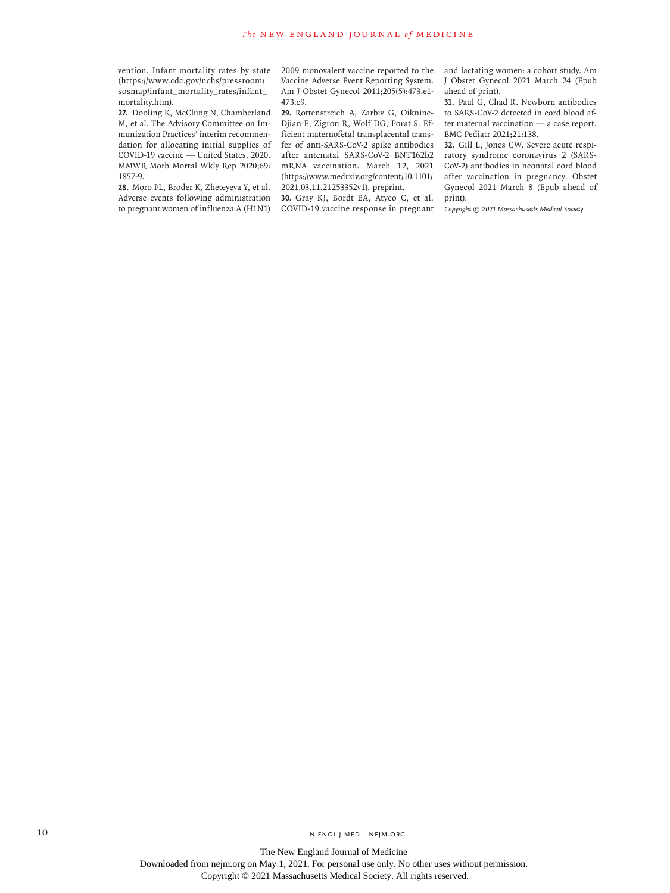vention. Infant mortality rates by state (https://www.cdc.gov/nchs/pressroom/sosmap/infant_mortality_rates/infant_mortality.htm).

**27.** Dooling K, McClung N, Chamberland M, et al. The Advisory Committee on Immunization Practices' interim recommendation for allocating initial supplies of COVID-19 vaccine — United States, 2020. MMWR Morb Mortal Wkly Rep 2020;69:1857-9.

**28.** Moro PL, Broder K, Zheteyeva Y, et al. Adverse events following administration to pregnant women of influenza A (H1N1) 2009 monovalent vaccine reported to the Vaccine Adverse Event Reporting System. Am J Obstet Gynecol 2011;205(5):473.e1-473.e9.

**29.** Rottenstreich A, Zarbiv G, Oiknine-Djian E, Zigron R, Wolf DG, Porat S. Efficient maternofetal transplacental transfer of anti-SARS-CoV-2 spike antibodies after antenatal SARS-CoV-2 BNT162b2 mRNA vaccination. March 12, 2021 (https://www.medrxiv.org/content/10.1101/2021.03.11.21253352v1). preprint.

**30.** Gray KJ, Bordt EA, Atyeo C, et al. COVID-19 vaccine response in pregnant and lactating women: a cohort study. Am J Obstet Gynecol 2021 March 24 (Epub ahead of print).

**31.** Paul G, Chad R. Newborn antibodies to SARS-CoV-2 detected in cord blood after maternal vaccination — a case report. BMC Pediatr 2021;21:138.

**32.** Gill L, Jones CW. Severe acute respiratory syndrome coronavirus 2 (SARS-CoV-2) antibodies in neonatal cord blood after vaccination in pregnancy. Obstet Gynecol 2021 March 8 (Epub ahead of print).

*Copyright © 2021 Massachusetts Medical Society.*